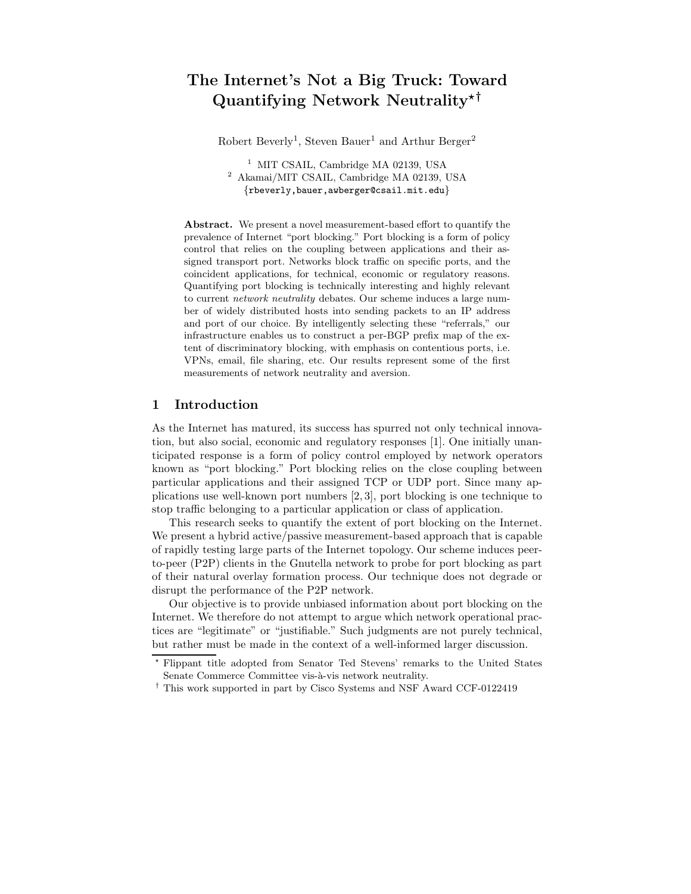# The Internet's Not a Big Truck: Toward Quantifying Network Neutrality*†

Robert Beverly[1], Steven Bauer[1] and Arthur Berger[2]

[1] MIT CSAIL, Cambridge MA 02139, USA
[2] Akamai/MIT CSAIL, Cambridge MA 02139, USA
{rbeverly,bauer,awberger@csail.mit.edu}

**Abstract.** We present a novel measurement-based effort to quantify the prevalence of Internet "port blocking." Port blocking is a form of policy control that relies on the coupling between applications and their assigned transport port. Networks block traffic on specific ports, and the coincident applications, for technical, economic or regulatory reasons. Quantifying port blocking is technically interesting and highly relevant to current *network neutrality* debates. Our scheme induces a large number of widely distributed hosts into sending packets to an IP address and port of our choice. By intelligently selecting these "referrals," our infrastructure enables us to construct a per-BGP prefix map of the extent of discriminatory blocking, with emphasis on contentious ports, i.e. VPNs, email, file sharing, etc. Our results represent some of the first measurements of network neutrality and aversion.

## 1 Introduction

As the Internet has matured, its success has spurred not only technical innovation, but also social, economic and regulatory responses [1]. One initially unanticipated response is a form of policy control employed by network operators known as "port blocking." Port blocking relies on the close coupling between particular applications and their assigned TCP or UDP port. Since many applications use well-known port numbers [2, 3], port blocking is one technique to stop traffic belonging to a particular application or class of application.

This research seeks to quantify the extent of port blocking on the Internet. We present a hybrid active/passive measurement-based approach that is capable of rapidly testing large parts of the Internet topology. Our scheme induces peer-to-peer (P2P) clients in the Gnutella network to probe for port blocking as part of their natural overlay formation process. Our technique does not degrade or disrupt the performance of the P2P network.

Our objective is to provide unbiased information about port blocking on the Internet. We therefore do not attempt to argue which network operational practices are "legitimate" or "justifiable." Such judgments are not purely technical, but rather must be made in the context of a well-informed larger discussion.

---

* Flippant title adopted from Senator Ted Stevens' remarks to the United States Senate Commerce Committee vis-à-vis network neutrality.

† This work supported in part by Cisco Systems and NSF Award CCF-0122419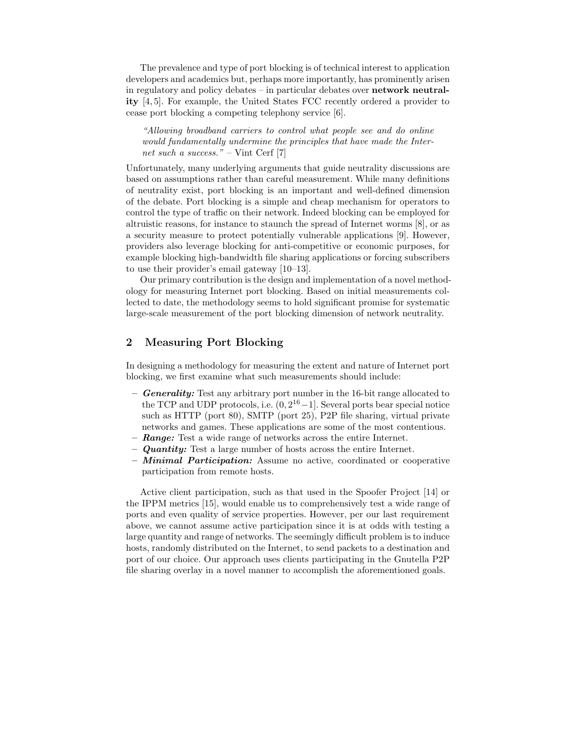The prevalence and type of port blocking is of technical interest to application developers and academics but, perhaps more importantly, has prominently arisen in regulatory and policy debates – in particular debates over **network neutrality** [4, 5]. For example, the United States FCC recently ordered a provider to cease port blocking a competing telephony service [6].

> *"Allowing broadband carriers to control what people see and do online would fundamentally undermine the principles that have made the Internet such a success."* – Vint Cerf [7]

Unfortunately, many underlying arguments that guide neutrality discussions are based on assumptions rather than careful measurement. While many definitions of neutrality exist, port blocking is an important and well-defined dimension of the debate. Port blocking is a simple and cheap mechanism for operators to control the type of traffic on their network. Indeed blocking can be employed for altruistic reasons, for instance to staunch the spread of Internet worms [8], or as a security measure to protect potentially vulnerable applications [9]. However, providers also leverage blocking for anti-competitive or economic purposes, for example blocking high-bandwidth file sharing applications or forcing subscribers to use their provider's email gateway [10–13].

Our primary contribution is the design and implementation of a novel methodology for measuring Internet port blocking. Based on initial measurements collected to date, the methodology seems to hold significant promise for systematic large-scale measurement of the port blocking dimension of network neutrality.

## 2 Measuring Port Blocking

In designing a methodology for measuring the extent and nature of Internet port blocking, we first examine what such measurements should include:

- ***Generality:*** Test any arbitrary port number in the 16-bit range allocated to the TCP and UDP protocols, i.e. $(0, 2^{16}-1]$. Several ports bear special notice such as HTTP (port 80), SMTP (port 25), P2P file sharing, virtual private networks and games. These applications are some of the most contentious.
- ***Range:*** Test a wide range of networks across the entire Internet.
- ***Quantity:*** Test a large number of hosts across the entire Internet.
- ***Minimal Participation:*** Assume no active, coordinated or cooperative participation from remote hosts.

Active client participation, such as that used in the Spoofer Project [14] or the IPPM metrics [15], would enable us to comprehensively test a wide range of ports and even quality of service properties. However, per our last requirement above, we cannot assume active participation since it is at odds with testing a large quantity and range of networks. The seemingly difficult problem is to induce hosts, randomly distributed on the Internet, to send packets to a destination and port of our choice. Our approach uses clients participating in the Gnutella P2P file sharing overlay in a novel manner to accomplish the aforementioned goals.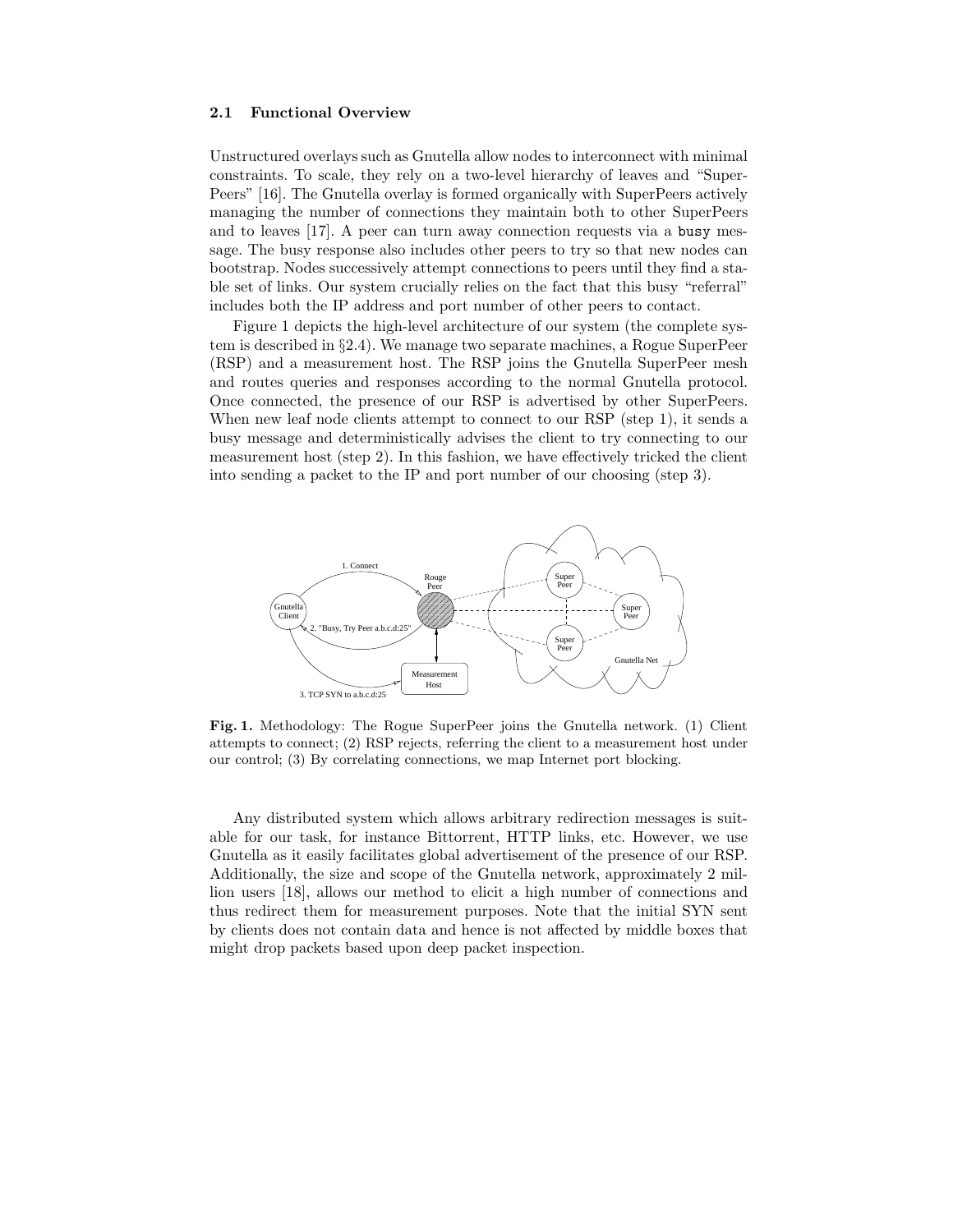### 2.1 Functional Overview

Unstructured overlays such as Gnutella allow nodes to interconnect with minimal constraints. To scale, they rely on a two-level hierarchy of leaves and "Super-Peers" [16]. The Gnutella overlay is formed organically with SuperPeers actively managing the number of connections they maintain both to other SuperPeers and to leaves [17]. A peer can turn away connection requests via a `busy` message. The busy response also includes other peers to try so that new nodes can bootstrap. Nodes successively attempt connections to peers until they find a stable set of links. Our system crucially relies on the fact that this busy "referral" includes both the IP address and port number of other peers to contact.

Figure 1 depicts the high-level architecture of our system (the complete system is described in §2.4). We manage two separate machines, a Rogue SuperPeer (RSP) and a measurement host. The RSP joins the Gnutella SuperPeer mesh and routes queries and responses according to the normal Gnutella protocol. Once connected, the presence of our RSP is advertised by other SuperPeers. When new leaf node clients attempt to connect to our RSP (step 1), it sends a busy message and deterministically advises the client to try connecting to our measurement host (step 2). In this fashion, we have effectively tricked the client into sending a packet to the IP and port number of our choosing (step 3).

**Fig. 1.** Methodology: The Rogue SuperPeer joins the Gnutella network. (1) Client attempts to connect; (2) RSP rejects, referring the client to a measurement host under our control; (3) By correlating connections, we map Internet port blocking.

Any distributed system which allows arbitrary redirection messages is suitable for our task, for instance Bittorrent, HTTP links, etc. However, we use Gnutella as it easily facilitates global advertisement of the presence of our RSP. Additionally, the size and scope of the Gnutella network, approximately 2 million users [18], allows our method to elicit a high number of connections and thus redirect them for measurement purposes. Note that the initial SYN sent by clients does not contain data and hence is not affected by middle boxes that might drop packets based upon deep packet inspection.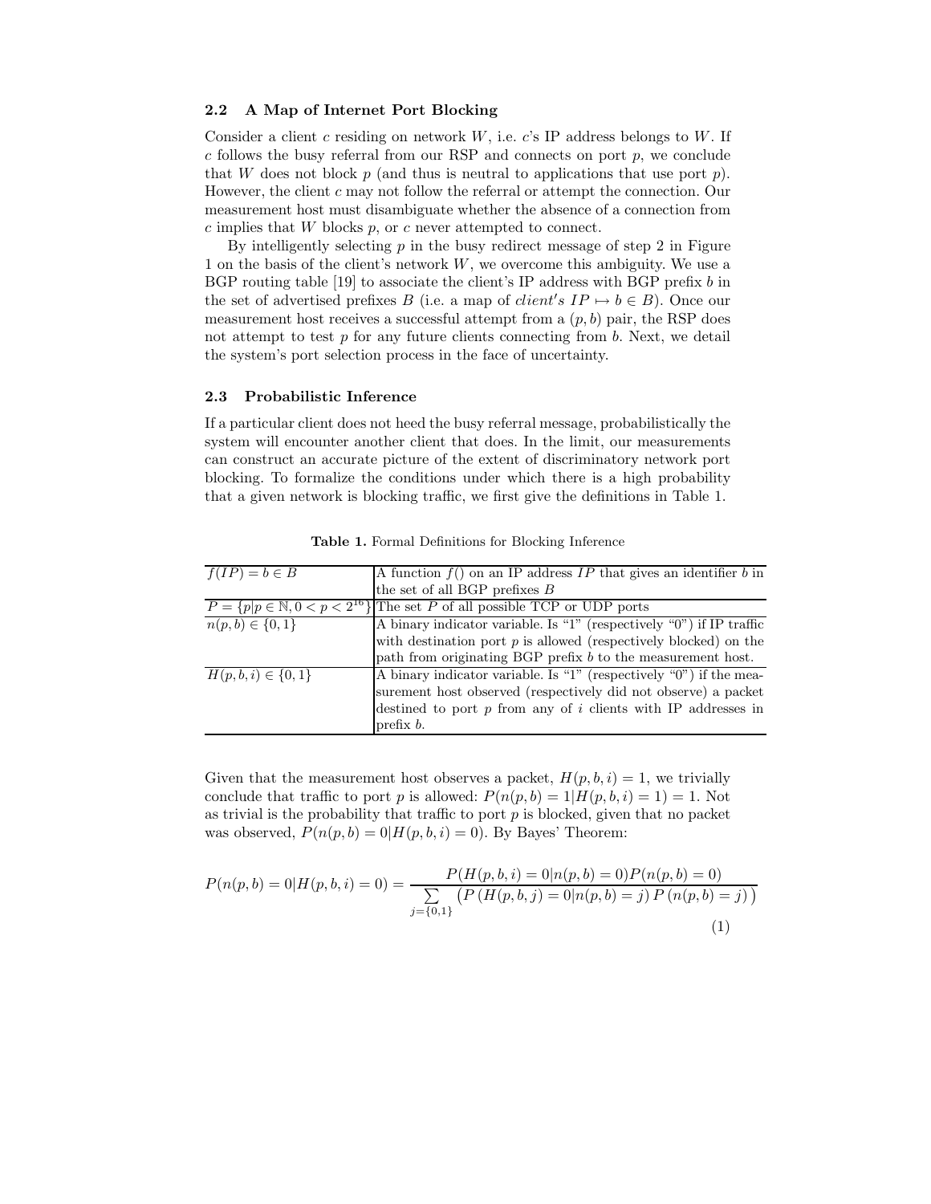### 2.2 A Map of Internet Port Blocking

Consider a client $c$ residing on network $W$, i.e. $c$'s IP address belongs to $W$. If $c$ follows the busy referral from our RSP and connects on port $p$, we conclude that $W$ does not block $p$ (and thus is neutral to applications that use port $p$). However, the client $c$ may not follow the referral or attempt the connection. Our measurement host must disambiguate whether the absence of a connection from $c$ implies that $W$ blocks $p$, or $c$ never attempted to connect.

By intelligently selecting $p$ in the busy redirect message of step 2 in Figure 1 on the basis of the client's network $W$, we overcome this ambiguity. We use a BGP routing table [19] to associate the client's IP address with BGP prefix $b$ in the set of advertised prefixes $B$ (i.e. a map of $client's\ IP \mapsto b \in B$). Once our measurement host receives a successful attempt from a $(p, b)$ pair, the RSP does not attempt to test $p$ for any future clients connecting from $b$. Next, we detail the system's port selection process in the face of uncertainty.

### 2.3 Probabilistic Inference

If a particular client does not heed the busy referral message, probabilistically the system will encounter another client that does. In the limit, our measurements can construct an accurate picture of the extent of discriminatory network port blocking. To formalize the conditions under which there is a high probability that a given network is blocking traffic, we first give the definitions in Table 1.

**Table 1.** Formal Definitions for Blocking Inference

| | |
|---|---|
| $f(IP) = b \in B$ | A function $f()$ on an IP address $IP$ that gives an identifier $b$ in the set of all BGP prefixes $B$ |
| $P = \{p \mid p \in \mathbb{N}, 0 < p < 2^{16}\}$ | The set $P$ of all possible TCP or UDP ports |
| $n(p, b) \in \{0, 1\}$ | A binary indicator variable. Is "1" (respectively "0") if IP traffic with destination port $p$ is allowed (respectively blocked) on the path from originating BGP prefix $b$ to the measurement host. |
| $H(p, b, i) \in \{0, 1\}$ | A binary indicator variable. Is "1" (respectively "0") if the measurement host observed (respectively did not observe) a packet destined to port $p$ from any of $i$ clients with IP addresses in prefix $b$. |

Given that the measurement host observes a packet, $H(p, b, i) = 1$, we trivially conclude that traffic to port $p$ is allowed: $P(n(p, b) = 1 \mid H(p, b, i) = 1) = 1$. Not as trivial is the probability that traffic to port $p$ is blocked, given that no packet was observed, $P(n(p, b) = 0 \mid H(p, b, i) = 0)$. By Bayes' Theorem:

$$P(n(p,b) = 0 \mid H(p,b,i) = 0) = \frac{P(H(p,b,i) = 0 \mid n(p,b) = 0) P(n(p,b) = 0)}{\sum\limits_{j=\{0,1\}} \left( P\left(H(p,b,j) = 0 \mid n(p,b) = j\right) P\left(n(p,b) = j\right) \right)} \quad (1)$$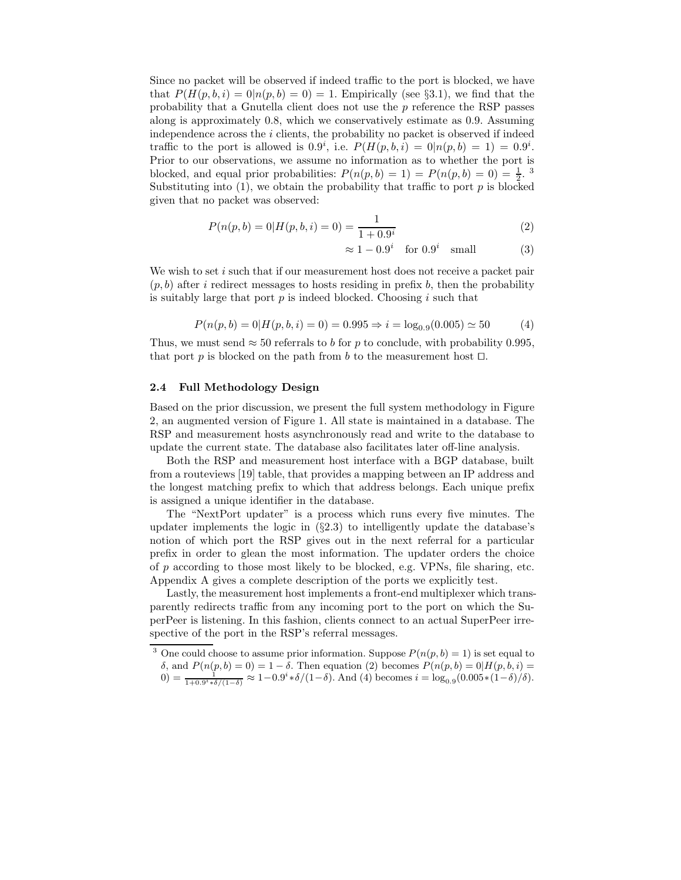Since no packet will be observed if indeed traffic to the port is blocked, we have that $P(H(p,b,i) = 0|n(p,b) = 0) = 1$. Empirically (see §3.1), we find that the probability that a Gnutella client does not use the $p$ reference the RSP passes along is approximately 0.8, which we conservatively estimate as 0.9. Assuming independence across the $i$ clients, the probability no packet is observed if indeed traffic to the port is allowed is $0.9^i$, i.e. $P(H(p,b,i) = 0|n(p,b) = 1) = 0.9^i$. Prior to our observations, we assume no information as to whether the port is blocked, and equal prior probabilities: $P(n(p,b) = 1) = P(n(p,b) = 0) = \frac{1}{2}$. [3] Substituting into (1), we obtain the probability that traffic to port $p$ is blocked given that no packet was observed:

$$P(n(p,b) = 0|H(p,b,i) = 0) = \frac{1}{1 + 0.9^i} \tag{2}$$

$$\approx 1 - 0.9^i \quad \text{for } 0.9^i \quad \text{small} \tag{3}$$

We wish to set $i$ such that if our measurement host does not receive a packet pair $(p,b)$ after $i$ redirect messages to hosts residing in prefix $b$, then the probability is suitably large that port $p$ is indeed blocked. Choosing $i$ such that

$$P(n(p,b) = 0|H(p,b,i) = 0) = 0.995 \Rightarrow i = \log_{0.9}(0.005) \simeq 50 \tag{4}$$

Thus, we must send $\approx 50$ referrals to $b$ for $p$ to conclude, with probability 0.995, that port $p$ is blocked on the path from $b$ to the measurement host □.

### 2.4 Full Methodology Design

Based on the prior discussion, we present the full system methodology in Figure 2, an augmented version of Figure 1. All state is maintained in a database. The RSP and measurement hosts asynchronously read and write to the database to update the current state. The database also facilitates later off-line analysis.

Both the RSP and measurement host interface with a BGP database, built from a routeviews [19] table, that provides a mapping between an IP address and the longest matching prefix to which that address belongs. Each unique prefix is assigned a unique identifier in the database.

The "NextPort updater" is a process which runs every five minutes. The updater implements the logic in (§2.3) to intelligently update the database's notion of which port the RSP gives out in the next referral for a particular prefix in order to glean the most information. The updater orders the choice of $p$ according to those most likely to be blocked, e.g. VPNs, file sharing, etc. Appendix A gives a complete description of the ports we explicitly test.

Lastly, the measurement host implements a front-end multiplexer which transparently redirects traffic from any incoming port to the port on which the SuperPeer is listening. In this fashion, clients connect to an actual SuperPeer irrespective of the port in the RSP's referral messages.

---

[3] One could choose to assume prior information. Suppose $P(n(p,b) = 1)$ is set equal to $\delta$, and $P(n(p,b) = 0) = 1 - \delta$. Then equation (2) becomes $P(n(p,b) = 0|H(p,b,i) = 0) = \frac{1}{1+0.9^i * \delta/(1-\delta)} \approx 1 - 0.9^i * \delta/(1-\delta)$. And (4) becomes $i = \log_{0.9}(0.005 * (1-\delta)/\delta)$.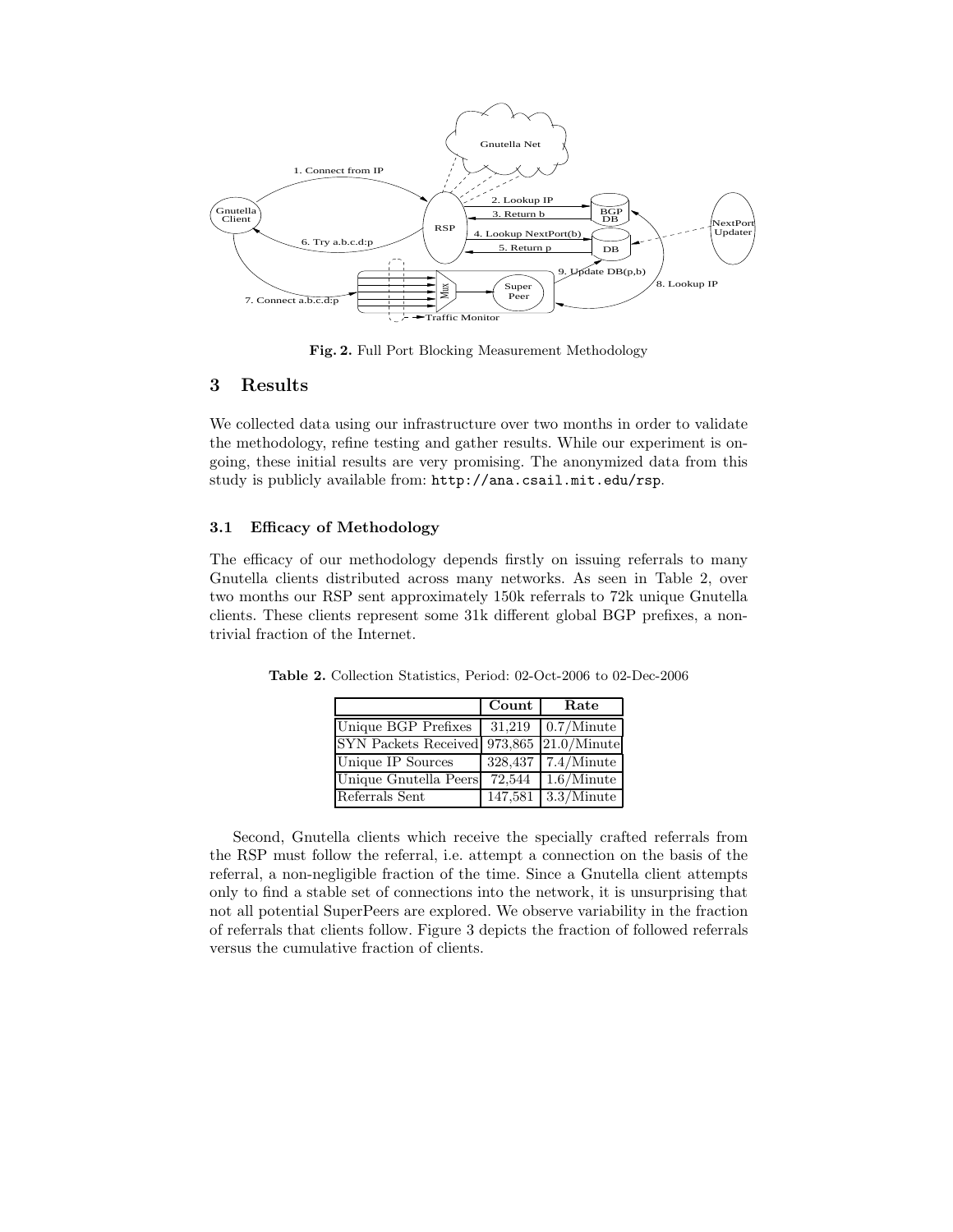Fig. 2. Full Port Blocking Measurement Methodology

## 3 Results

We collected data using our infrastructure over two months in order to validate the methodology, refine testing and gather results. While our experiment is ongoing, these initial results are very promising. The anonymized data from this study is publicly available from: http://ana.csail.mit.edu/rsp.

### 3.1 Efficacy of Methodology

The efficacy of our methodology depends firstly on issuing referrals to many Gnutella clients distributed across many networks. As seen in Table 2, over two months our RSP sent approximately 150k referrals to 72k unique Gnutella clients. These clients represent some 31k different global BGP prefixes, a non-trivial fraction of the Internet.

**Table 2.** Collection Statistics, Period: 02-Oct-2006 to 02-Dec-2006

| | Count | Rate |
|---|---|---|
| Unique BGP Prefixes | 31,219 | 0.7/Minute |
| SYN Packets Received | 973,865 | 21.0/Minute |
| Unique IP Sources | 328,437 | 7.4/Minute |
| Unique Gnutella Peers | 72,544 | 1.6/Minute |
| Referrals Sent | 147,581 | 3.3/Minute |

Second, Gnutella clients which receive the specially crafted referrals from the RSP must follow the referral, i.e. attempt a connection on the basis of the referral, a non-negligible fraction of the time. Since a Gnutella client attempts only to find a stable set of connections into the network, it is unsurprising that not all potential SuperPeers are explored. We observe variability in the fraction of referrals that clients follow. Figure 3 depicts the fraction of followed referrals versus the cumulative fraction of clients.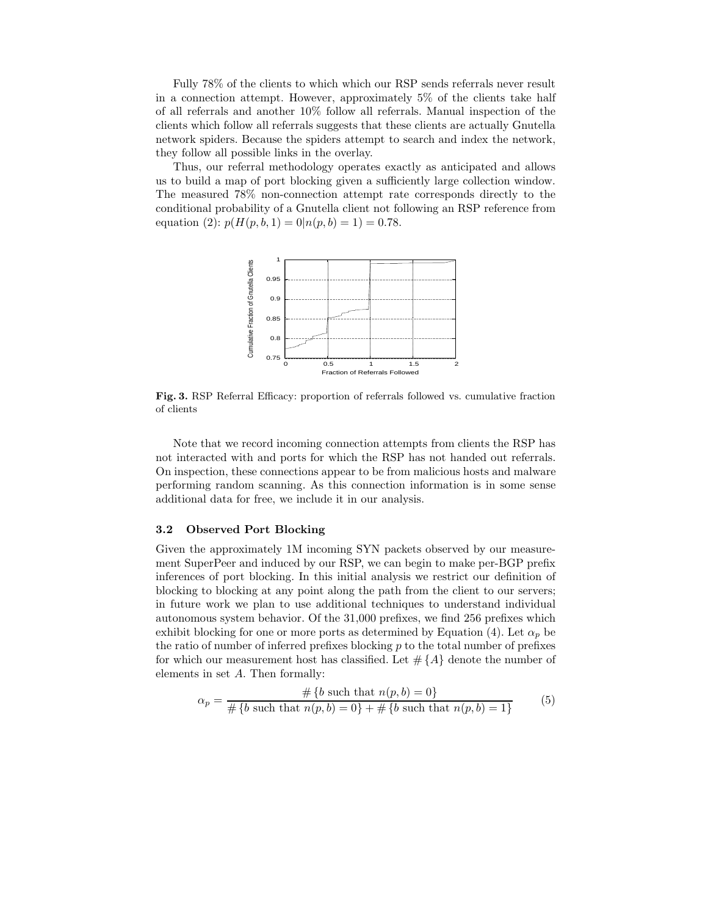Fully 78% of the clients to which which our RSP sends referrals never result in a connection attempt. However, approximately 5% of the clients take half of all referrals and another 10% follow all referrals. Manual inspection of the clients which follow all referrals suggests that these clients are actually Gnutella network spiders. Because the spiders attempt to search and index the network, they follow all possible links in the overlay.

Thus, our referral methodology operates exactly as anticipated and allows us to build a map of port blocking given a sufficiently large collection window. The measured 78% non-connection attempt rate corresponds directly to the conditional probability of a Gnutella client not following an RSP reference from equation (2): $p(H(p, b, 1) = 0 | n(p, b) = 1) = 0.78$.

**Fig. 3.** RSP Referral Efficacy: proportion of referrals followed vs. cumulative fraction of clients

Note that we record incoming connection attempts from clients the RSP has not interacted with and ports for which the RSP has not handed out referrals. On inspection, these connections appear to be from malicious hosts and malware performing random scanning. As this connection information is in some sense additional data for free, we include it in our analysis.

### 3.2 Observed Port Blocking

Given the approximately 1M incoming SYN packets observed by our measurement SuperPeer and induced by our RSP, we can begin to make per-BGP prefix inferences of port blocking. In this initial analysis we restrict our definition of blocking to blocking at any point along the path from the client to our servers; in future work we plan to use additional techniques to understand individual autonomous system behavior. Of the 31,000 prefixes, we find 256 prefixes which exhibit blocking for one or more ports as determined by Equation (4). Let $\alpha_p$ be the ratio of number of inferred prefixes blocking $p$ to the total number of prefixes for which our measurement host has classified. Let $\#\{A\}$ denote the number of elements in set $A$. Then formally:

$$\alpha_p = \frac{\#\{b \text{ such that } n(p, b) = 0\}}{\#\{b \text{ such that } n(p, b) = 0\} + \#\{b \text{ such that } n(p, b) = 1\}} \tag{5}$$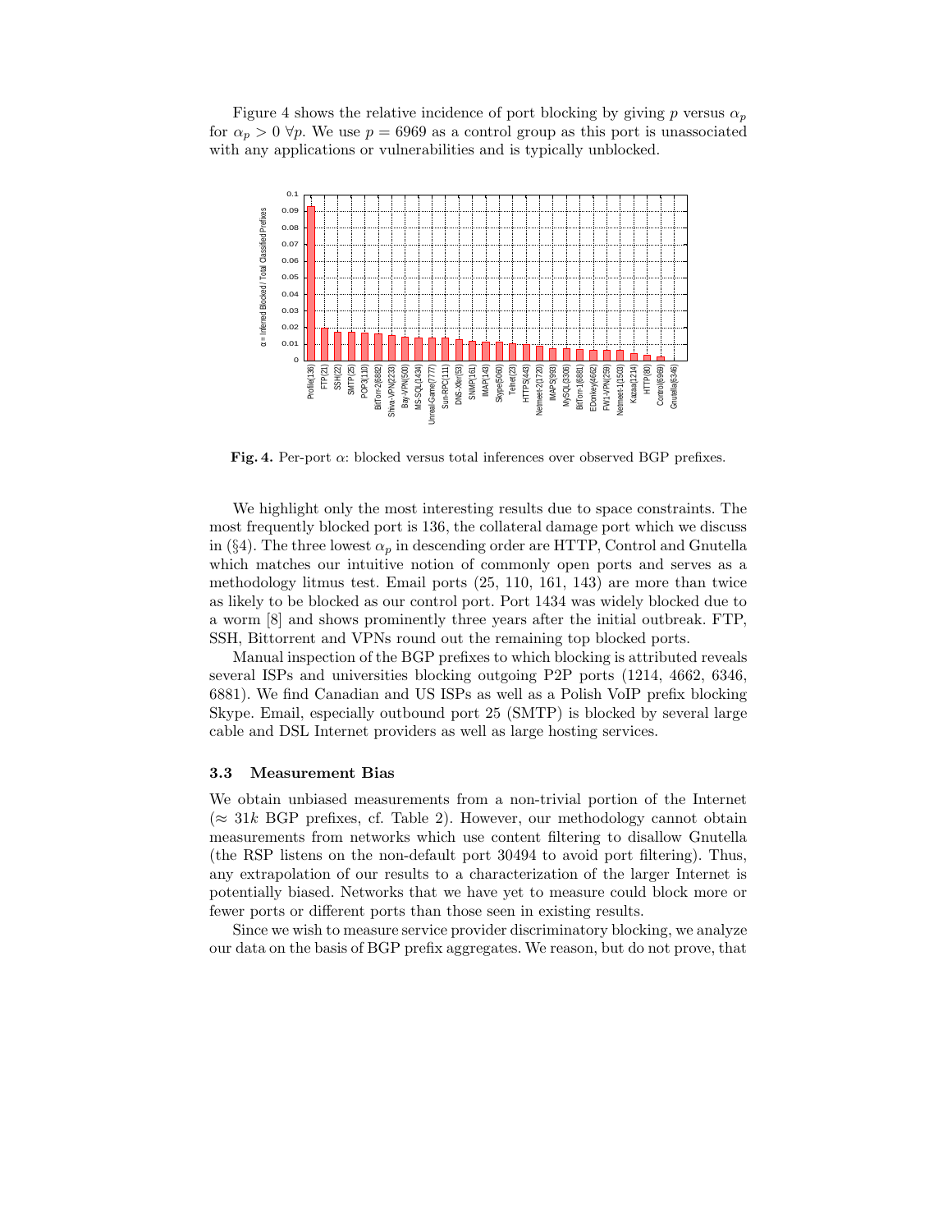Figure 4 shows the relative incidence of port blocking by giving $p$ versus $\alpha_p$ for $\alpha_p > 0 \; \forall p$. We use $p = 6969$ as a control group as this port is unassociated with any applications or vulnerabilities and is typically unblocked.

**Fig. 4.** Per-port $\alpha$: blocked versus total inferences over observed BGP prefixes.

We highlight only the most interesting results due to space constraints. The most frequently blocked port is 136, the collateral damage port which we discuss in (§4). The three lowest $\alpha_p$ in descending order are HTTP, Control and Gnutella which matches our intuitive notion of commonly open ports and serves as a methodology litmus test. Email ports (25, 110, 161, 143) are more than twice as likely to be blocked as our control port. Port 1434 was widely blocked due to a worm [8] and shows prominently three years after the initial outbreak. FTP, SSH, Bittorrent and VPNs round out the remaining top blocked ports.

Manual inspection of the BGP prefixes to which blocking is attributed reveals several ISPs and universities blocking outgoing P2P ports (1214, 4662, 6346, 6881). We find Canadian and US ISPs as well as a Polish VoIP prefix blocking Skype. Email, especially outbound port 25 (SMTP) is blocked by several large cable and DSL Internet providers as well as large hosting services.

### 3.3 Measurement Bias

We obtain unbiased measurements from a non-trivial portion of the Internet ($\approx 31k$ BGP prefixes, cf. Table 2). However, our methodology cannot obtain measurements from networks which use content filtering to disallow Gnutella (the RSP listens on the non-default port 30494 to avoid port filtering). Thus, any extrapolation of our results to a characterization of the larger Internet is potentially biased. Networks that we have yet to measure could block more or fewer ports or different ports than those seen in existing results.

Since we wish to measure service provider discriminatory blocking, we analyze our data on the basis of BGP prefix aggregates. We reason, but do not prove, that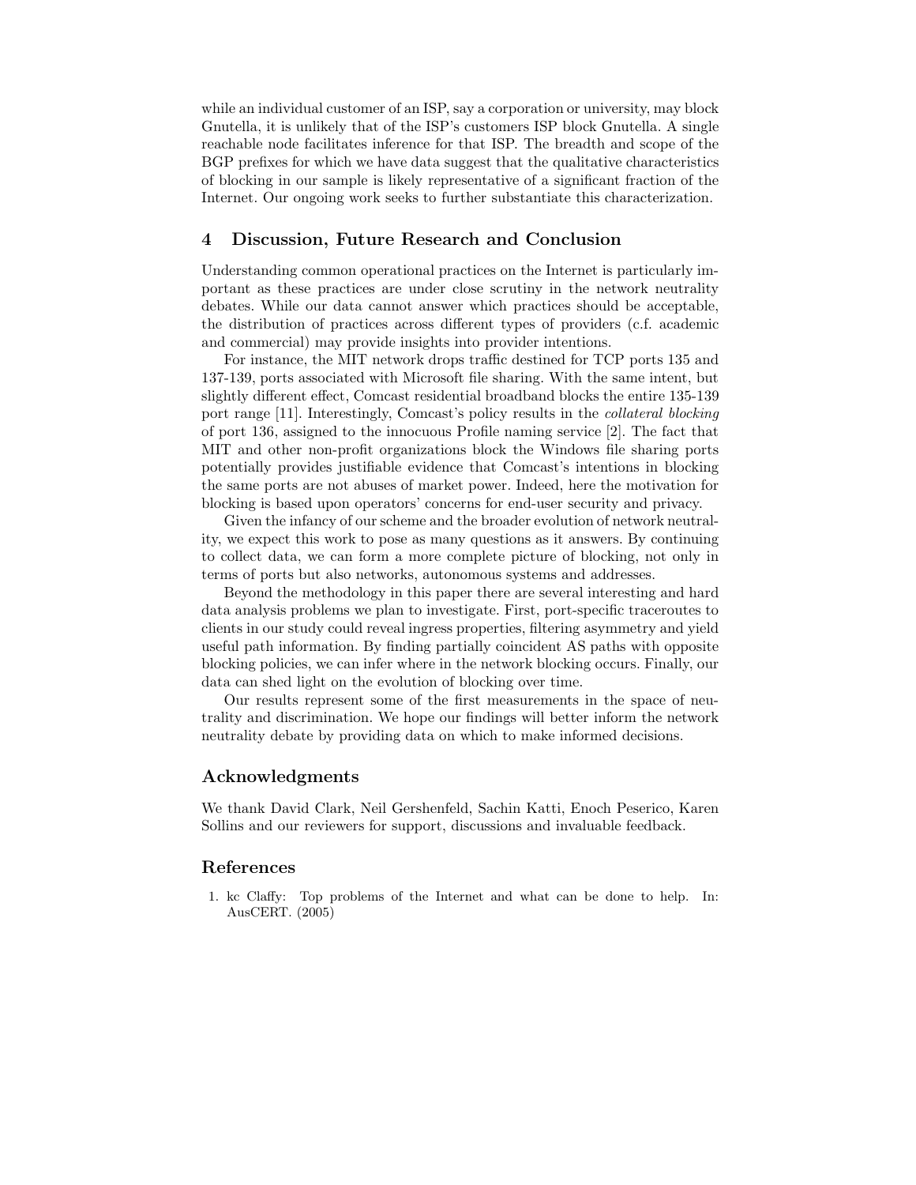while an individual customer of an ISP, say a corporation or university, may block Gnutella, it is unlikely that of the ISP's customers ISP block Gnutella. A single reachable node facilitates inference for that ISP. The breadth and scope of the BGP prefixes for which we have data suggest that the qualitative characteristics of blocking in our sample is likely representative of a significant fraction of the Internet. Our ongoing work seeks to further substantiate this characterization.

## 4 Discussion, Future Research and Conclusion

Understanding common operational practices on the Internet is particularly important as these practices are under close scrutiny in the network neutrality debates. While our data cannot answer which practices should be acceptable, the distribution of practices across different types of providers (c.f. academic and commercial) may provide insights into provider intentions.

For instance, the MIT network drops traffic destined for TCP ports 135 and 137-139, ports associated with Microsoft file sharing. With the same intent, but slightly different effect, Comcast residential broadband blocks the entire 135-139 port range [11]. Interestingly, Comcast's policy results in the *collateral blocking* of port 136, assigned to the innocuous Profile naming service [2]. The fact that MIT and other non-profit organizations block the Windows file sharing ports potentially provides justifiable evidence that Comcast's intentions in blocking the same ports are not abuses of market power. Indeed, here the motivation for blocking is based upon operators' concerns for end-user security and privacy.

Given the infancy of our scheme and the broader evolution of network neutrality, we expect this work to pose as many questions as it answers. By continuing to collect data, we can form a more complete picture of blocking, not only in terms of ports but also networks, autonomous systems and addresses.

Beyond the methodology in this paper there are several interesting and hard data analysis problems we plan to investigate. First, port-specific traceroutes to clients in our study could reveal ingress properties, filtering asymmetry and yield useful path information. By finding partially coincident AS paths with opposite blocking policies, we can infer where in the network blocking occurs. Finally, our data can shed light on the evolution of blocking over time.

Our results represent some of the first measurements in the space of neutrality and discrimination. We hope our findings will better inform the network neutrality debate by providing data on which to make informed decisions.

## Acknowledgments

We thank David Clark, Neil Gershenfeld, Sachin Katti, Enoch Peserico, Karen Sollins and our reviewers for support, discussions and invaluable feedback.

## References

1. kc Claffy: Top problems of the Internet and what can be done to help. In: AusCERT. (2005)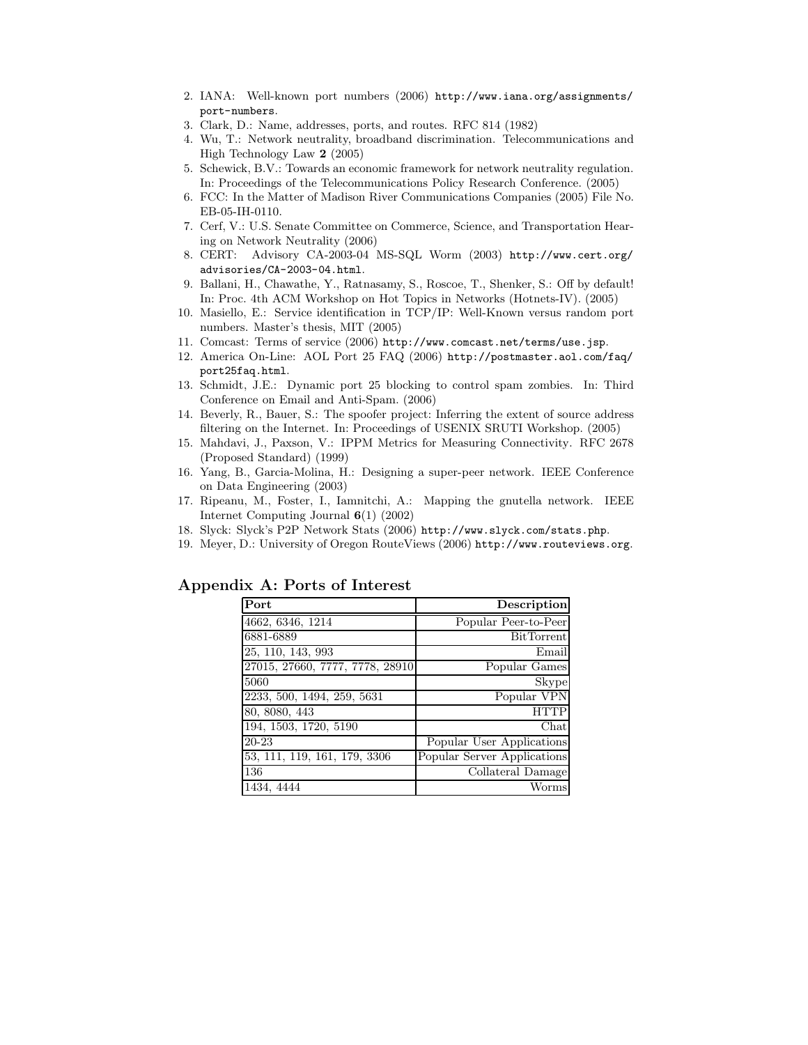2. IANA: Well-known port numbers (2006) http://www.iana.org/assignments/port-numbers.
3. Clark, D.: Name, addresses, ports, and routes. RFC 814 (1982)
4. Wu, T.: Network neutrality, broadband discrimination. Telecommunications and High Technology Law **2** (2005)
5. Schewick, B.V.: Towards an economic framework for network neutrality regulation. In: Proceedings of the Telecommunications Policy Research Conference. (2005)
6. FCC: In the Matter of Madison River Communications Companies (2005) File No. EB-05-IH-0110.
7. Cerf, V.: U.S. Senate Committee on Commerce, Science, and Transportation Hearing on Network Neutrality (2006)
8. CERT: Advisory CA-2003-04 MS-SQL Worm (2003) http://www.cert.org/advisories/CA-2003-04.html.
9. Ballani, H., Chawathe, Y., Ratnasamy, S., Roscoe, T., Shenker, S.: Off by default! In: Proc. 4th ACM Workshop on Hot Topics in Networks (Hotnets-IV). (2005)
10. Masiello, E.: Service identification in TCP/IP: Well-Known versus random port numbers. Master's thesis, MIT (2005)
11. Comcast: Terms of service (2006) http://www.comcast.net/terms/use.jsp.
12. America On-Line: AOL Port 25 FAQ (2006) http://postmaster.aol.com/faq/port25faq.html.
13. Schmidt, J.E.: Dynamic port 25 blocking to control spam zombies. In: Third Conference on Email and Anti-Spam. (2006)
14. Beverly, R., Bauer, S.: The spoofer project: Inferring the extent of source address filtering on the Internet. In: Proceedings of USENIX SRUTI Workshop. (2005)
15. Mahdavi, J., Paxson, V.: IPPM Metrics for Measuring Connectivity. RFC 2678 (Proposed Standard) (1999)
16. Yang, B., Garcia-Molina, H.: Designing a super-peer network. IEEE Conference on Data Engineering (2003)
17. Ripeanu, M., Foster, I., Iamnitchi, A.: Mapping the gnutella network. IEEE Internet Computing Journal **6**(1) (2002)
18. Slyck: Slyck's P2P Network Stats (2006) http://www.slyck.com/stats.php.
19. Meyer, D.: University of Oregon RouteViews (2006) http://www.routeviews.org.

## Appendix A: Ports of Interest

| Port | Description |
|---|---:|
| 4662, 6346, 1214 | Popular Peer-to-Peer |
| 6881-6889 | BitTorrent |
| 25, 110, 143, 993 | Email |
| 27015, 27660, 7777, 7778, 28910 | Popular Games |
| 5060 | Skype |
| 2233, 500, 1494, 259, 5631 | Popular VPN |
| 80, 8080, 443 | HTTP |
| 194, 1503, 1720, 5190 | Chat |
| 20-23 | Popular User Applications |
| 53, 111, 119, 161, 179, 3306 | Popular Server Applications |
| 136 | Collateral Damage |
| 1434, 4444 | Worms |